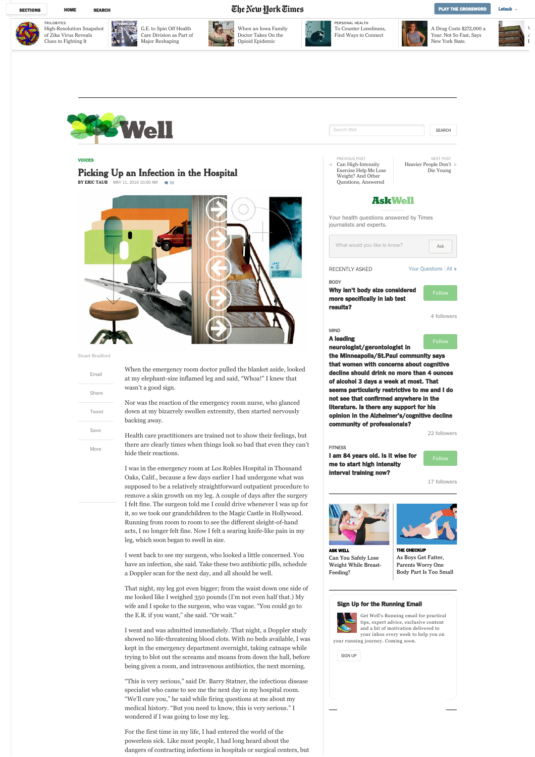VOICES

# Picking Up an Infection in the Hospital

BY ERIC TAUB MAY 11, 2016 10:00 AM 39

Stuart Bradford

When the emergency room doctor pulled the blanket aside, looked at my elephant-size inflamed leg and said, "Whoa!" I knew that wasn't a good sign.

Nor was the reaction of the emergency room nurse, who glanced down at my bizarrely swollen extremity, then started nervously backing away.

Health care practitioners are trained not to show their feelings, but there are clearly times when things look so bad that even they can't hide their reactions.

I was in the emergency room at Los Robles Hospital in Thousand Oaks, Calif., because a few days earlier I had undergone what was supposed to be a relatively straightforward outpatient procedure to remove a skin growth on my leg. A couple of days after the surgery I felt fine. The surgeon told me I could drive whenever I was up for it, so we took our grandchildren to the Magic Castle in Hollywood. Running from room to room to see the different sleight-of-hand acts, I no longer felt fine. Now I felt a searing knife-like pain in my leg, which soon began to swell in size.

I went back to see my surgeon, who looked a little concerned. You have an infection, she said. Take these two antibiotic pills, schedule a Doppler scan for the next day, and all should be well.

That night, my leg got even bigger; from the waist down one side of me looked like I weighed 350 pounds (I'm not even half that.) My wife and I spoke to the surgeon, who was vague. "You could go to the E.R. if you want," she said. "Or wait."

I went and was admitted immediately. That night, a Doppler study showed no life-threatening blood clots. With no beds available, I was kept in the emergency department overnight, taking catnaps while trying to blot out the screams and moans from down the hall, before being given a room, and intravenous antibiotics, the next morning.

"This is very serious," said Dr. Barry Statner, the infectious disease specialist who came to see me the next day in my hospital room. "We'll cure you," he said while firing questions at me about my medical history. "But you need to know, this is very serious." I wondered if I was going to lose my leg.

For the first time in my life, I had entered the world of the powerless sick. Like most people, I had long heard about the dangers of contracting infections in hospitals or surgical centers, but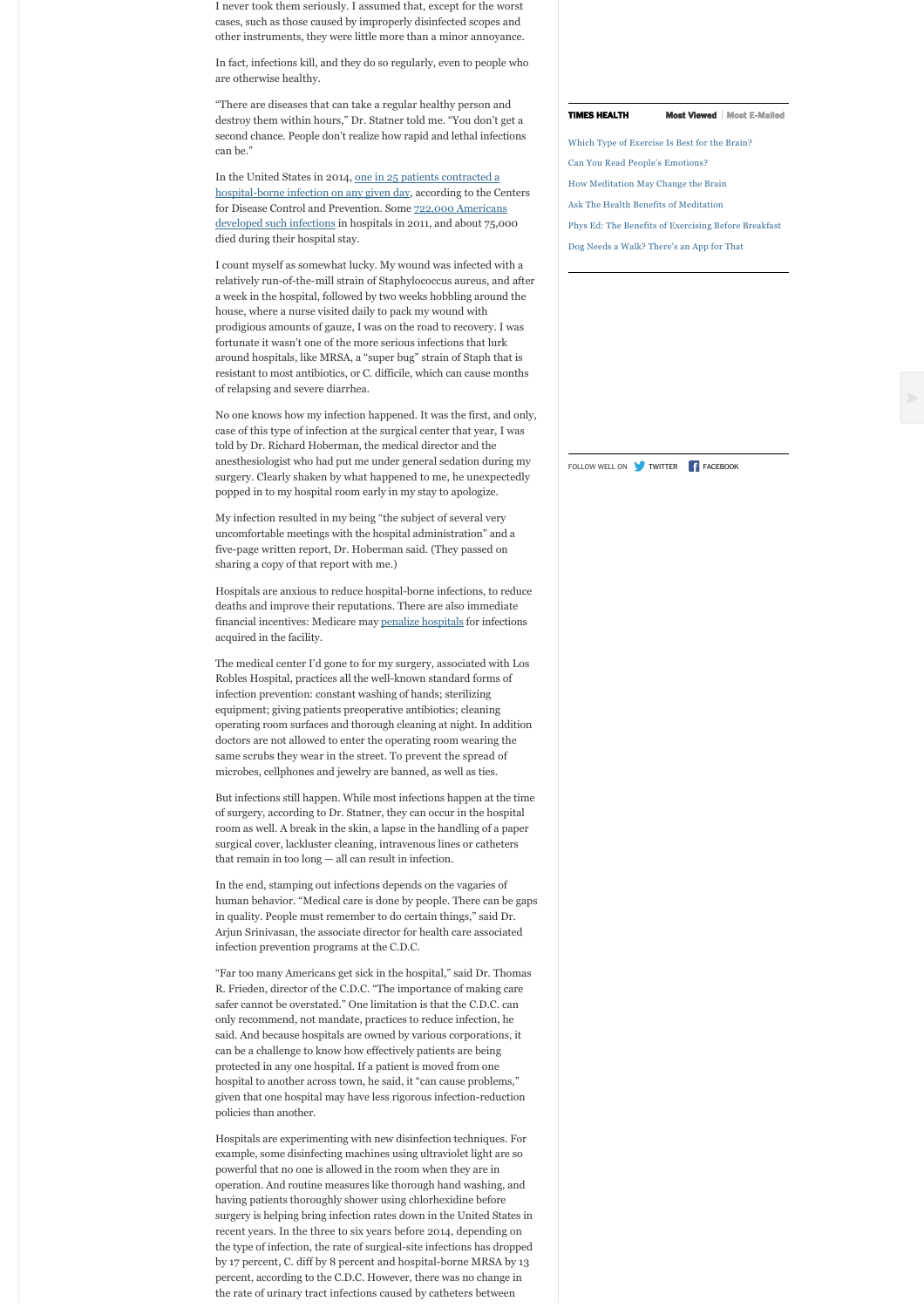I never took them seriously. I assumed that, except for the worst cases, such as those caused by improperly disinfected scopes and other instruments, they were little more than a minor annoyance.

In fact, infections kill, and they do so regularly, even to people who are otherwise healthy.

"There are diseases that can take a regular healthy person and destroy them within hours," Dr. Statner told me. "You don't get a second chance. People don't realize how rapid and lethal infections can be."

In the United States in 2014, one in 25 patients contracted a hospital-borne infection on any given day, according to the Centers for Disease Control and Prevention. Some 722,000 Americans developed such infections in hospitals in 2011, and about 75,000 died during their hospital stay.

I count myself as somewhat lucky. My wound was infected with a relatively run-of-the-mill strain of Staphylococcus aureus, and after a week in the hospital, followed by two weeks hobbling around the house, where a nurse visited daily to pack my wound with prodigious amounts of gauze, I was on the road to recovery. I was fortunate it wasn't one of the more serious infections that lurk around hospitals, like MRSA, a "super bug" strain of Staph that is resistant to most antibiotics, or C. difficile, which can cause months of relapsing and severe diarrhea.

No one knows how my infection happened. It was the first, and only, case of this type of infection at the surgical center that year, I was told by Dr. Richard Hoberman, the medical director and the anesthesiologist who had put me under general sedation during my surgery. Clearly shaken by what happened to me, he unexpectedly popped in to my hospital room early in my stay to apologize.

My infection resulted in my being "the subject of several very uncomfortable meetings with the hospital administration" and a five-page written report, Dr. Hoberman said. (They passed on sharing a copy of that report with me.)

Hospitals are anxious to reduce hospital-borne infections, to reduce deaths and improve their reputations. There are also immediate financial incentives: Medicare may penalize hospitals for infections acquired in the facility.

The medical center I'd gone to for my surgery, associated with Los Robles Hospital, practices all the well-known standard forms of infection prevention: constant washing of hands; sterilizing equipment; giving patients preoperative antibiotics; cleaning operating room surfaces and thorough cleaning at night. In addition doctors are not allowed to enter the operating room wearing the same scrubs they wear in the street. To prevent the spread of microbes, cellphones and jewelry are banned, as well as ties.

But infections still happen. While most infections happen at the time of surgery, according to Dr. Statner, they can occur in the hospital room as well. A break in the skin, a lapse in the handling of a paper surgical cover, lackluster cleaning, intravenous lines or catheters that remain in too long — all can result in infection.

In the end, stamping out infections depends on the vagaries of human behavior. "Medical care is done by people. There can be gaps in quality. People must remember to do certain things," said Dr. Arjun Srinivasan, the associate director for health care associated infection prevention programs at the C.D.C.

"Far too many Americans get sick in the hospital," said Dr. Thomas R. Frieden, director of the C.D.C. "The importance of making care safer cannot be overstated." One limitation is that the C.D.C. can only recommend, not mandate, practices to reduce infection, he said. And because hospitals are owned by various corporations, it can be a challenge to know how effectively patients are being protected in any one hospital. If a patient is moved from one hospital to another across town, he said, it "can cause problems," given that one hospital may have less rigorous infection-reduction policies than another.

Hospitals are experimenting with new disinfection techniques. For example, some disinfecting machines using ultraviolet light are so powerful that no one is allowed in the room when they are in operation. And routine measures like thorough hand washing, and having patients thoroughly shower using chlorhexidine before surgery is helping bring infection rates down in the United States in recent years. In the three to six years before 2014, depending on the type of infection, the rate of surgical-site infections has dropped by 17 percent, C. diff by 8 percent and hospital-borne MRSA by 13 percent, according to the C.D.C. However, there was no change in the rate of urinary tract infections caused by catheters between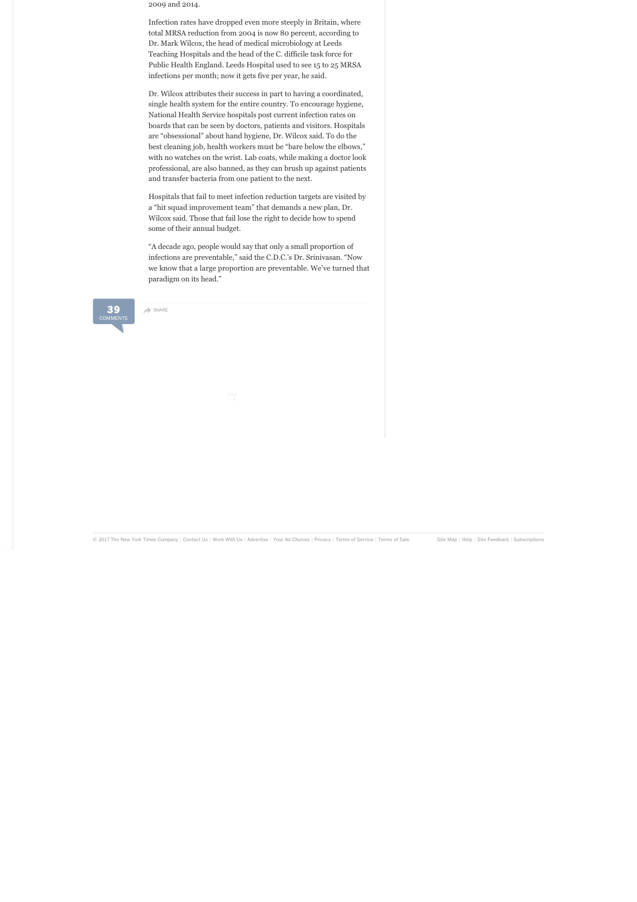2009 and 2014.

Infection rates have dropped even more steeply in Britain, where total MRSA reduction from 2004 is now 80 percent, according to Dr. Mark Wilcox, the head of medical microbiology at Leeds Teaching Hospitals and the head of the C. difficile task force for Public Health England. Leeds Hospital used to see 15 to 25 MRSA infections per month; now it gets five per year, he said.

Dr. Wilcox attributes their success in part to having a coordinated, single health system for the entire country. To encourage hygiene, National Health Service hospitals post current infection rates on boards that can be seen by doctors, patients and visitors. Hospitals are “obsessional” about hand hygiene, Dr. Wilcox said. To do the best cleaning job, health workers must be “bare below the elbows,” with no watches on the wrist. Lab coats, while making a doctor look professional, are also banned, as they can brush up against patients and transfer bacteria from one patient to the next.

Hospitals that fail to meet infection reduction targets are visited by a “hit squad improvement team” that demands a new plan, Dr. Wilcox said. Those that fail lose the right to decide how to spend some of their annual budget.

“A decade ago, people would say that only a small proportion of infections are preventable,” said the C.D.C.’s Dr. Srinivasan. “Now we know that a large proportion are preventable. We’ve turned that paradigm on its head.”

39 COMMENTS

SHARE